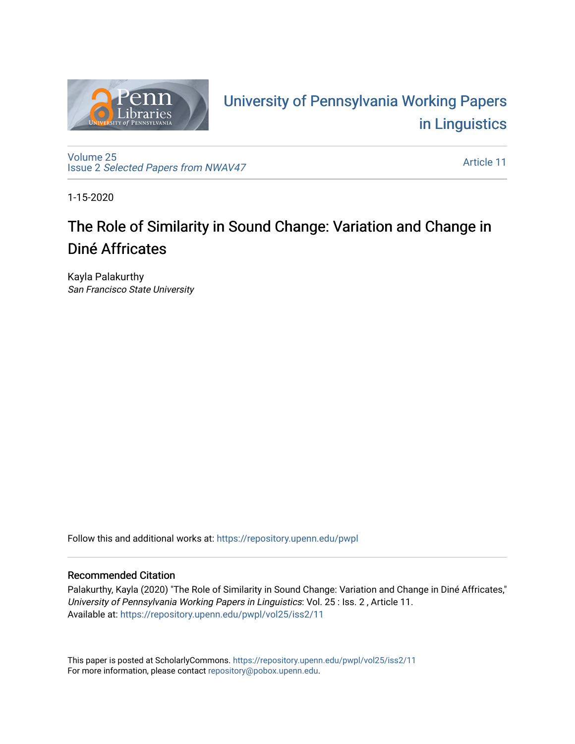University of Pennsylvania Working Papers in Linguistics

Volume 25
Issue 2 *Selected Papers from NWAV47*

Article 11

1-15-2020

# The Role of Similarity in Sound Change: Variation and Change in Diné Affricates

Kayla Palakurthy
*San Francisco State University*

Follow this and additional works at: https://repository.upenn.edu/pwpl

## Recommended Citation

Palakurthy, Kayla (2020) "The Role of Similarity in Sound Change: Variation and Change in Diné Affricates," *University of Pennsylvania Working Papers in Linguistics*: Vol. 25 : Iss. 2 , Article 11.
Available at: https://repository.upenn.edu/pwpl/vol25/iss2/11

This paper is posted at ScholarlyCommons. https://repository.upenn.edu/pwpl/vol25/iss2/11
For more information, please contact repository@pobox.upenn.edu.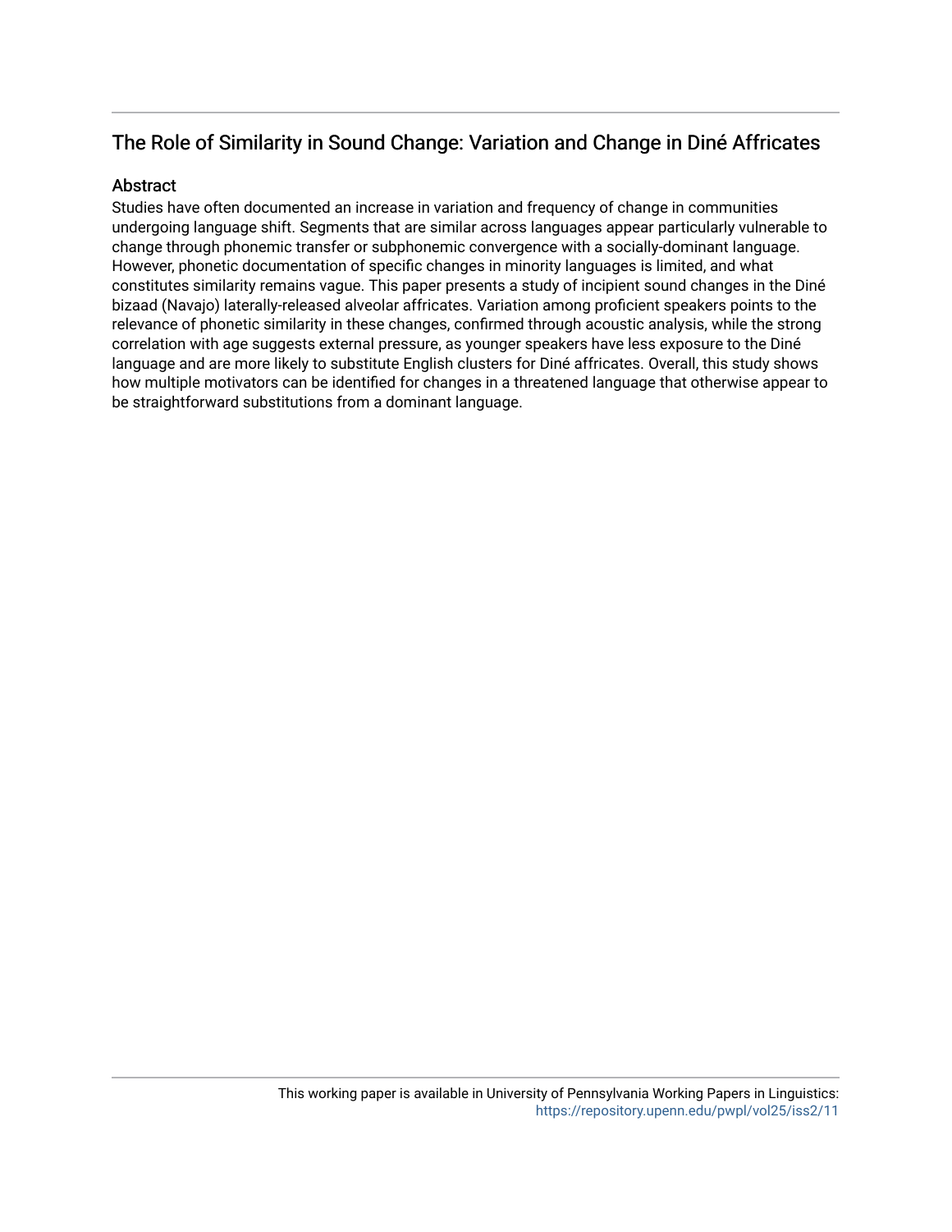## The Role of Similarity in Sound Change: Variation and Change in Diné Affricates

### Abstract

Studies have often documented an increase in variation and frequency of change in communities undergoing language shift. Segments that are similar across languages appear particularly vulnerable to change through phonemic transfer or subphonemic convergence with a socially-dominant language. However, phonetic documentation of specific changes in minority languages is limited, and what constitutes similarity remains vague. This paper presents a study of incipient sound changes in the Diné bizaad (Navajo) laterally-released alveolar affricates. Variation among proficient speakers points to the relevance of phonetic similarity in these changes, confirmed through acoustic analysis, while the strong correlation with age suggests external pressure, as younger speakers have less exposure to the Diné language and are more likely to substitute English clusters for Diné affricates. Overall, this study shows how multiple motivators can be identified for changes in a threatened language that otherwise appear to be straightforward substitutions from a dominant language.

This working paper is available in University of Pennsylvania Working Papers in Linguistics: https://repository.upenn.edu/pwpl/vol25/iss2/11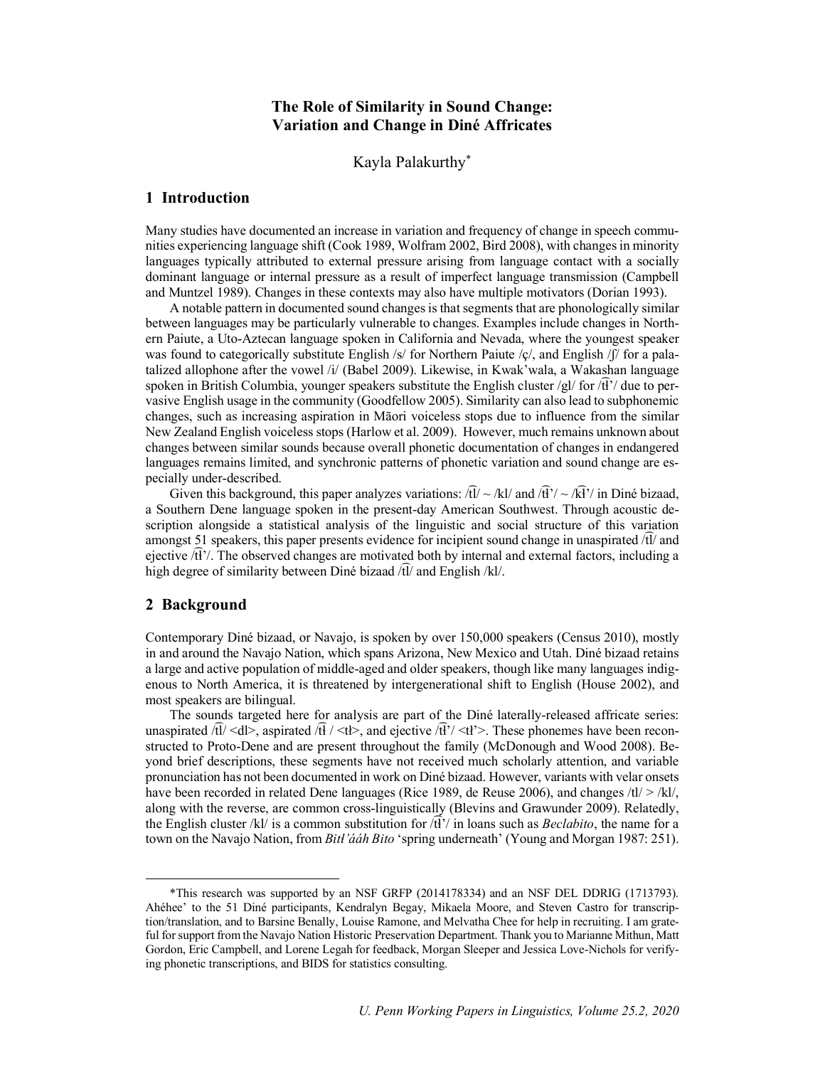# The Role of Similarity in Sound Change: Variation and Change in Diné Affricates

Kayla Palakurthy*

## 1 Introduction

Many studies have documented an increase in variation and frequency of change in speech communities experiencing language shift (Cook 1989, Wolfram 2002, Bird 2008), with changes in minority languages typically attributed to external pressure arising from language contact with a socially dominant language or internal pressure as a result of imperfect language transmission (Campbell and Muntzel 1989). Changes in these contexts may also have multiple motivators (Dorian 1993).

A notable pattern in documented sound changes is that segments that are phonologically similar between languages may be particularly vulnerable to changes. Examples include changes in Northern Paiute, a Uto-Aztecan language spoken in California and Nevada, where the youngest speaker was found to categorically substitute English /s/ for Northern Paiute /ç/, and English /ʃ/ for a palatalized allophone after the vowel /i/ (Babel 2009). Likewise, in Kwak'wala, a Wakashan language spoken in British Columbia, younger speakers substitute the English cluster /gl/ for /t͡ɬ'/ due to pervasive English usage in the community (Goodfellow 2005). Similarity can also lead to subphonemic changes, such as increasing aspiration in Māori voiceless stops due to influence from the similar New Zealand English voiceless stops (Harlow et al. 2009). However, much remains unknown about changes between similar sounds because overall phonetic documentation of changes in endangered languages remains limited, and synchronic patterns of phonetic variation and sound change are especially under-described.

Given this background, this paper analyzes variations: /t͡l/ ~ /kl/ and /t͡ɬ'/ ~ /k͡ɬ'/ in Diné bizaad, a Southern Dene language spoken in the present-day American Southwest. Through acoustic description alongside a statistical analysis of the linguistic and social structure of this variation amongst 51 speakers, this paper presents evidence for incipient sound change in unaspirated /t͡l/ and ejective /t͡ɬ'/. The observed changes are motivated both by internal and external factors, including a high degree of similarity between Diné bizaad /t͡l/ and English /kl/.

## 2 Background

Contemporary Diné bizaad, or Navajo, is spoken by over 150,000 speakers (Census 2010), mostly in and around the Navajo Nation, which spans Arizona, New Mexico and Utah. Diné bizaad retains a large and active population of middle-aged and older speakers, though like many languages indigenous to North America, it is threatened by intergenerational shift to English (House 2002), and most speakers are bilingual.

The sounds targeted here for analysis are part of the Diné laterally-released affricate series: unaspirated /t͡l/ <dl>, aspirated /t͡ɬ / <tł>, and ejective /t͡ɬ'/ <tł'>. These phonemes have been reconstructed to Proto-Dene and are present throughout the family (McDonough and Wood 2008). Beyond brief descriptions, these segments have not received much scholarly attention, and variable pronunciation has not been documented in work on Diné bizaad. However, variants with velar onsets have been recorded in related Dene languages (Rice 1989, de Reuse 2006), and changes /tl/ > /kl/, along with the reverse, are common cross-linguistically (Blevins and Grawunder 2009). Relatedly, the English cluster /kl/ is a common substitution for /t͡ɬ'/ in loans such as *Beclabito*, the name for a town on the Navajo Nation, from *Bitł'ááh Bito* 'spring underneath' (Young and Morgan 1987: 251).

---

*This research was supported by an NSF GRFP (2014178334) and an NSF DEL DDRIG (1713793). Ahéhee' to the 51 Diné participants, Kendralyn Begay, Mikaela Moore, and Steven Castro for transcription/translation, and to Barsine Benally, Louise Ramone, and Melvatha Chee for help in recruiting. I am grateful for support from the Navajo Nation Historic Preservation Department. Thank you to Marianne Mithun, Matt Gordon, Eric Campbell, and Lorene Legah for feedback, Morgan Sleeper and Jessica Love-Nichols for verifying phonetic transcriptions, and BIDS for statistics consulting.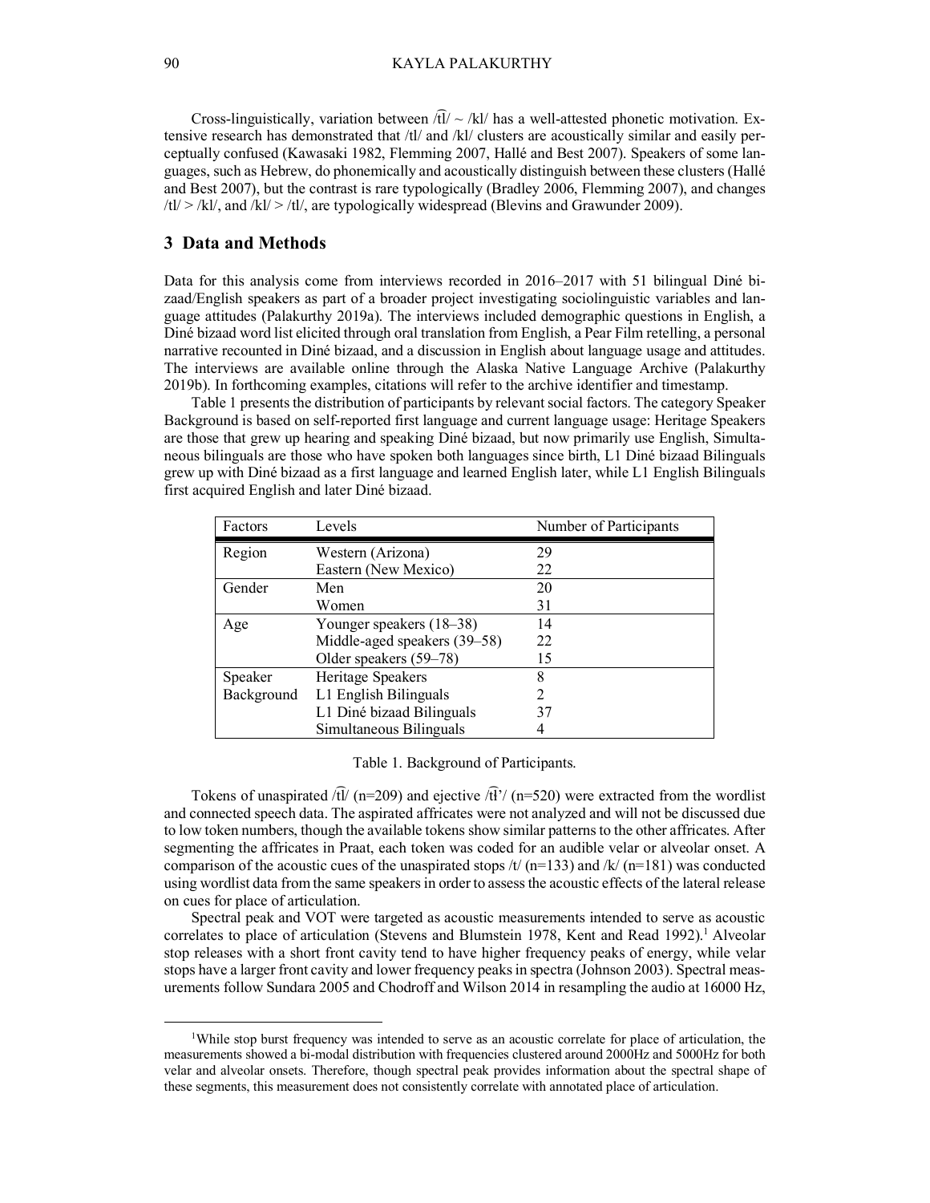Cross-linguistically, variation between /t͡l/ ~ /kl/ has a well-attested phonetic motivation. Extensive research has demonstrated that /tl/ and /kl/ clusters are acoustically similar and easily perceptually confused (Kawasaki 1982, Flemming 2007, Hallé and Best 2007). Speakers of some languages, such as Hebrew, do phonemically and acoustically distinguish between these clusters (Hallé and Best 2007), but the contrast is rare typologically (Bradley 2006, Flemming 2007), and changes /tl/ > /kl/, and /kl/ > /tl/, are typologically widespread (Blevins and Grawunder 2009).

## 3 Data and Methods

Data for this analysis come from interviews recorded in 2016–2017 with 51 bilingual Diné bizaad/English speakers as part of a broader project investigating sociolinguistic variables and language attitudes (Palakurthy 2019a). The interviews included demographic questions in English, a Diné bizaad word list elicited through oral translation from English, a Pear Film retelling, a personal narrative recounted in Diné bizaad, and a discussion in English about language usage and attitudes. The interviews are available online through the Alaska Native Language Archive (Palakurthy 2019b). In forthcoming examples, citations will refer to the archive identifier and timestamp.

Table 1 presents the distribution of participants by relevant social factors. The category Speaker Background is based on self-reported first language and current language usage: Heritage Speakers are those that grew up hearing and speaking Diné bizaad, but now primarily use English, Simultaneous bilinguals are those who have spoken both languages since birth, L1 Diné bizaad Bilinguals grew up with Diné bizaad as a first language and learned English later, while L1 English Bilinguals first acquired English and later Diné bizaad.

| Factors | Levels | Number of Participants |
|---|---|---|
| Region | Western (Arizona) | 29 |
| | Eastern (New Mexico) | 22 |
| Gender | Men | 20 |
| | Women | 31 |
| Age | Younger speakers (18–38) | 14 |
| | Middle-aged speakers (39–58) | 22 |
| | Older speakers (59–78) | 15 |
| Speaker Background | Heritage Speakers | 8 |
| | L1 English Bilinguals | 2 |
| | L1 Diné bizaad Bilinguals | 37 |
| | Simultaneous Bilinguals | 4 |

Table 1. Background of Participants.

Tokens of unaspirated /t͡l/ (n=209) and ejective /t͡l'/ (n=520) were extracted from the wordlist and connected speech data. The aspirated affricates were not analyzed and will not be discussed due to low token numbers, though the available tokens show similar patterns to the other affricates. After segmenting the affricates in Praat, each token was coded for an audible velar or alveolar onset. A comparison of the acoustic cues of the unaspirated stops /t/ (n=133) and /k/ (n=181) was conducted using wordlist data from the same speakers in order to assess the acoustic effects of the lateral release on cues for place of articulation.

Spectral peak and VOT were targeted as acoustic measurements intended to serve as acoustic correlates to place of articulation (Stevens and Blumstein 1978, Kent and Read 1992).[1] Alveolar stop releases with a short front cavity tend to have higher frequency peaks of energy, while velar stops have a larger front cavity and lower frequency peaks in spectra (Johnson 2003). Spectral measurements follow Sundara 2005 and Chodroff and Wilson 2014 in resampling the audio at 16000 Hz,

[1]While stop burst frequency was intended to serve as an acoustic correlate for place of articulation, the measurements showed a bi-modal distribution with frequencies clustered around 2000Hz and 5000Hz for both velar and alveolar onsets. Therefore, though spectral peak provides information about the spectral shape of these segments, this measurement does not consistently correlate with annotated place of articulation.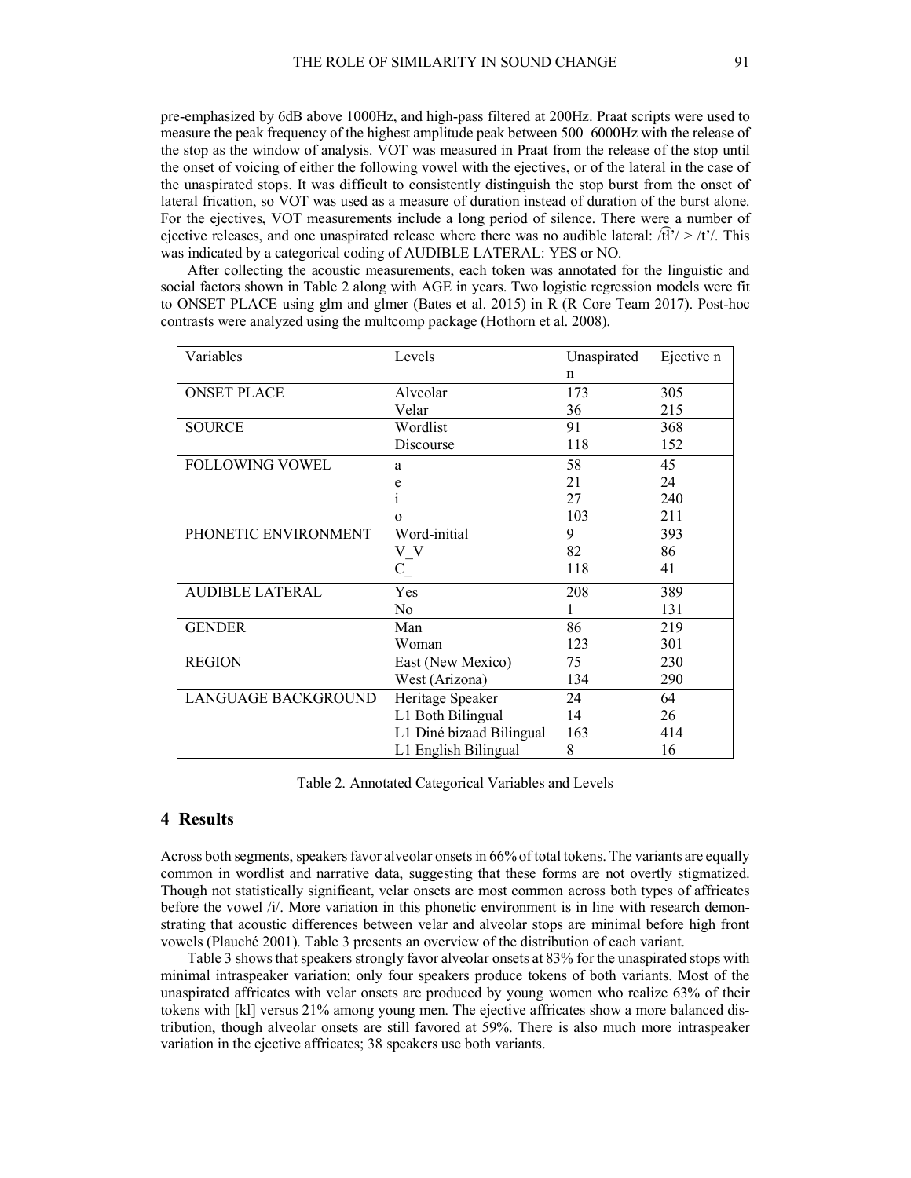pre-emphasized by 6dB above 1000Hz, and high-pass filtered at 200Hz. Praat scripts were used to measure the peak frequency of the highest amplitude peak between 500–6000Hz with the release of the stop as the window of analysis. VOT was measured in Praat from the release of the stop until the onset of voicing of either the following vowel with the ejectives, or of the lateral in the case of the unaspirated stops. It was difficult to consistently distinguish the stop burst from the onset of lateral frication, so VOT was used as a measure of duration instead of duration of the burst alone. For the ejectives, VOT measurements include a long period of silence. There were a number of ejective releases, and one unaspirated release where there was no audible lateral: /t͡ɬ'/ > /t'/. This was indicated by a categorical coding of AUDIBLE LATERAL: YES or NO.

After collecting the acoustic measurements, each token was annotated for the linguistic and social factors shown in Table 2 along with AGE in years. Two logistic regression models were fit to ONSET PLACE using glm and glmer (Bates et al. 2015) in R (R Core Team 2017). Post-hoc contrasts were analyzed using the multcomp package (Hothorn et al. 2008).

| Variables | Levels | Unaspirated n | Ejective n |
|---|---|---|---|
| ONSET PLACE | Alveolar | 173 | 305 |
| | Velar | 36 | 215 |
| SOURCE | Wordlist | 91 | 368 |
| | Discourse | 118 | 152 |
| FOLLOWING VOWEL | a | 58 | 45 |
| | e | 21 | 24 |
| | i | 27 | 240 |
| | o | 103 | 211 |
| PHONETIC ENVIRONMENT | Word-initial | 9 | 393 |
| | V_V | 82 | 86 |
| | C_ | 118 | 41 |
| AUDIBLE LATERAL | Yes | 208 | 389 |
| | No | 1 | 131 |
| GENDER | Man | 86 | 219 |
| | Woman | 123 | 301 |
| REGION | East (New Mexico) | 75 | 230 |
| | West (Arizona) | 134 | 290 |
| LANGUAGE BACKGROUND | Heritage Speaker | 24 | 64 |
| | L1 Both Bilingual | 14 | 26 |
| | L1 Diné bizaad Bilingual | 163 | 414 |
| | L1 English Bilingual | 8 | 16 |

Table 2. Annotated Categorical Variables and Levels

## 4 Results

Across both segments, speakers favor alveolar onsets in 66% of total tokens. The variants are equally common in wordlist and narrative data, suggesting that these forms are not overtly stigmatized. Though not statistically significant, velar onsets are most common across both types of affricates before the vowel /i/. More variation in this phonetic environment is in line with research demonstrating that acoustic differences between velar and alveolar stops are minimal before high front vowels (Plauché 2001). Table 3 presents an overview of the distribution of each variant.

Table 3 shows that speakers strongly favor alveolar onsets at 83% for the unaspirated stops with minimal intraspeaker variation; only four speakers produce tokens of both variants. Most of the unaspirated affricates with velar onsets are produced by young women who realize 63% of their tokens with [kl] versus 21% among young men. The ejective affricates show a more balanced distribution, though alveolar onsets are still favored at 59%. There is also much more intraspeaker variation in the ejective affricates; 38 speakers use both variants.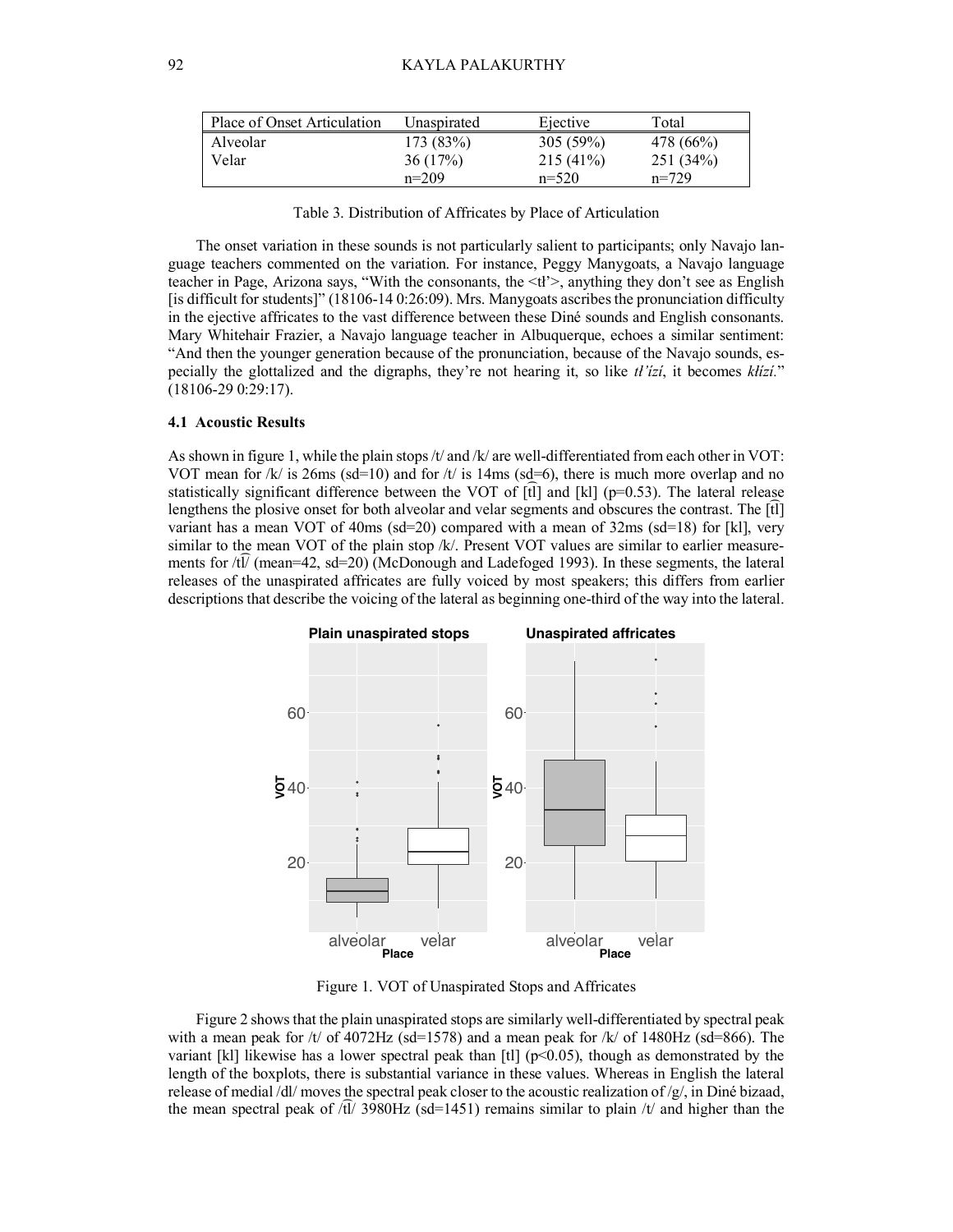| Place of Onset Articulation | Unaspirated | Ejective | Total |
|---|---|---|---|
| Alveolar | 173 (83%) | 305 (59%) | 478 (66%) |
| Velar | 36 (17%) | 215 (41%) | 251 (34%) |
| | n=209 | n=520 | n=729 |

Table 3. Distribution of Affricates by Place of Articulation

The onset variation in these sounds is not particularly salient to participants; only Navajo language teachers commented on the variation. For instance, Peggy Manygoats, a Navajo language teacher in Page, Arizona says, "With the consonants, the <tł'>, anything they don't see as English [is difficult for students]" (18106-14 0:26:09). Mrs. Manygoats ascribes the pronunciation difficulty in the ejective affricates to the vast difference between these Diné sounds and English consonants. Mary Whitehair Frazier, a Navajo language teacher in Albuquerque, echoes a similar sentiment: "And then the younger generation because of the pronunciation, because of the Navajo sounds, especially the glottalized and the digraphs, they're not hearing it, so like *tł'ízí*, it becomes *kłízí*." (18106-29 0:29:17).

### 4.1 Acoustic Results

As shown in figure 1, while the plain stops /t/ and /k/ are well-differentiated from each other in VOT: VOT mean for /k/ is 26ms (sd=10) and for /t/ is 14ms (sd=6), there is much more overlap and no statistically significant difference between the VOT of [t͡l] and [kl] (p=0.53). The lateral release lengthens the plosive onset for both alveolar and velar segments and obscures the contrast. The [t͡l] variant has a mean VOT of 40ms (sd=20) compared with a mean of 32ms (sd=18) for [kl], very similar to the mean VOT of the plain stop /k/. Present VOT values are similar to earlier measurements for /t͡l/ (mean=42, sd=20) (McDonough and Ladefoged 1993). In these segments, the lateral releases of the unaspirated affricates are fully voiced by most speakers; this differs from earlier descriptions that describe the voicing of the lateral as beginning one-third of the way into the lateral.

Figure 1. VOT of Unaspirated Stops and Affricates

Figure 2 shows that the plain unaspirated stops are similarly well-differentiated by spectral peak with a mean peak for /t/ of 4072Hz (sd=1578) and a mean peak for /k/ of 1480Hz (sd=866). The variant [kl] likewise has a lower spectral peak than [tl] ($p<0.05$), though as demonstrated by the length of the boxplots, there is substantial variance in these values. Whereas in English the lateral release of medial /dl/ moves the spectral peak closer to the acoustic realization of /g/, in Diné bizaad, the mean spectral peak of /t͡l/ 3980Hz (sd=1451) remains similar to plain /t/ and higher than the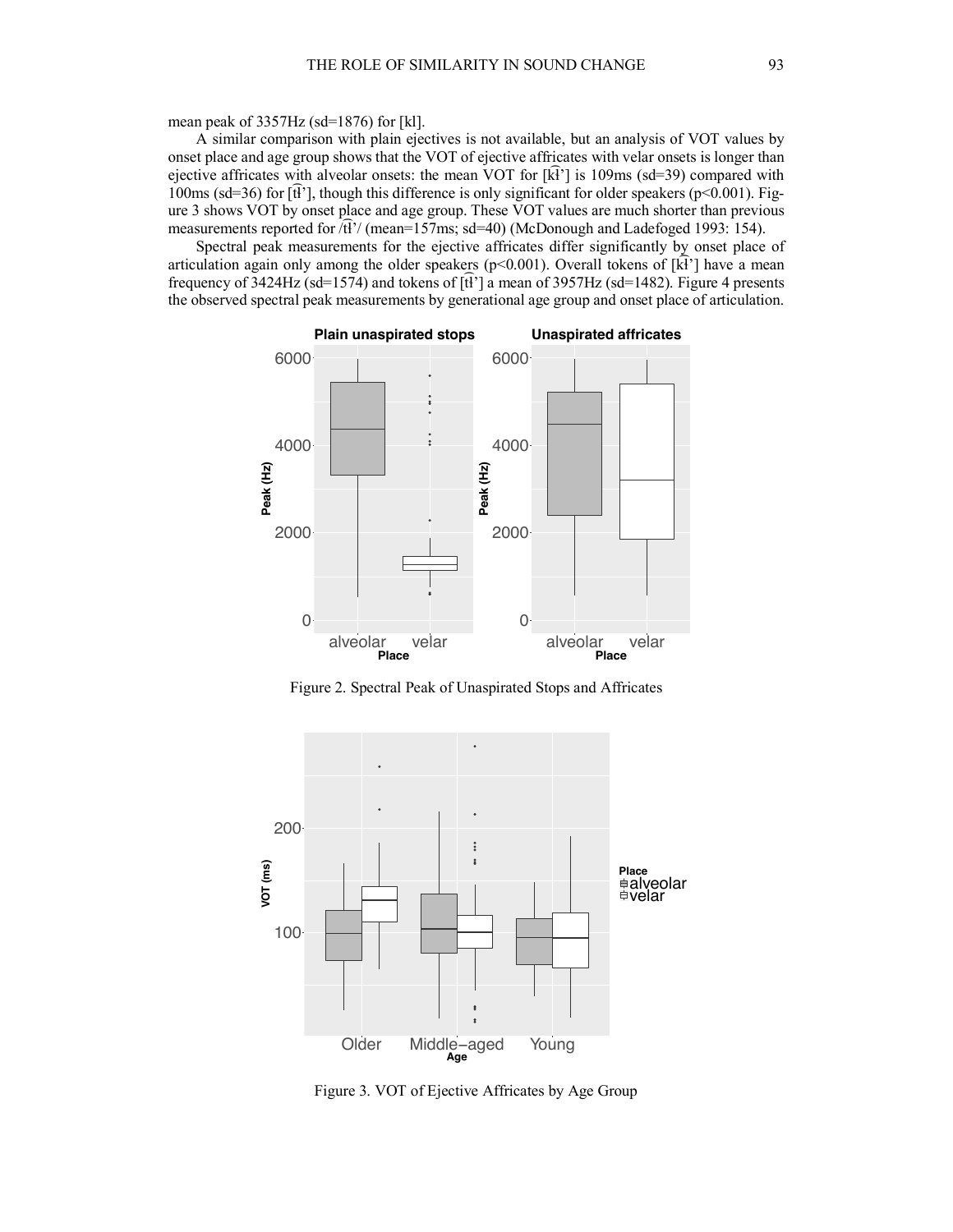mean peak of 3357Hz (sd=1876) for [kl].

A similar comparison with plain ejectives is not available, but an analysis of VOT values by onset place and age group shows that the VOT of ejective affricates with velar onsets is longer than ejective affricates with alveolar onsets: the mean VOT for [k͡ɬ’] is 109ms (sd=39) compared with 100ms (sd=36) for [t͡ɬ’], though this difference is only significant for older speakers ($p<0.001$). Figure 3 shows VOT by onset place and age group. These VOT values are much shorter than previous measurements reported for /t͡ɬ’/ (mean=157ms; sd=40) (McDonough and Ladefoged 1993: 154).

Spectral peak measurements for the ejective affricates differ significantly by onset place of articulation again only among the older speakers ($p<0.001$). Overall tokens of [k͡ɬ’] have a mean frequency of 3424Hz (sd=1574) and tokens of [t͡ɬ’] a mean of 3957Hz (sd=1482). Figure 4 presents the observed spectral peak measurements by generational age group and onset place of articulation.

Figure 2. Spectral Peak of Unaspirated Stops and Affricates

Figure 3. VOT of Ejective Affricates by Age Group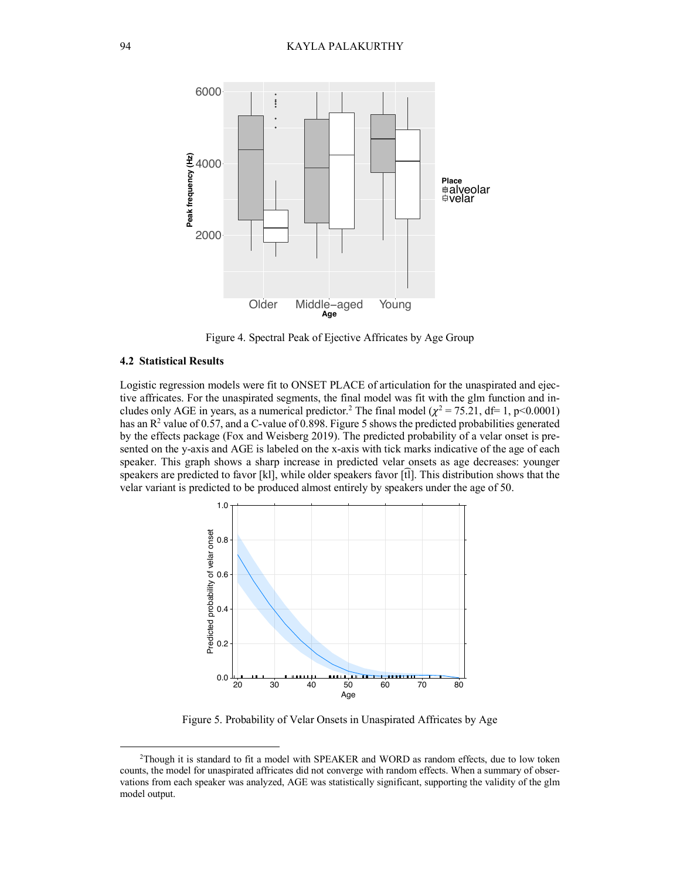Figure 4. Spectral Peak of Ejective Affricates by Age Group

### 4.2 Statistical Results

Logistic regression models were fit to ONSET PLACE of articulation for the unaspirated and ejective affricates. For the unaspirated segments, the final model was fit with the glm function and includes only AGE in years, as a numerical predictor.[2] The final model ($\chi^2 = 75.21$, df= 1, $p<0.0001$) has an $R^2$ value of 0.57, and a C-value of 0.898. Figure 5 shows the predicted probabilities generated by the effects package (Fox and Weisberg 2019). The predicted probability of a velar onset is presented on the y-axis and AGE is labeled on the x-axis with tick marks indicative of the age of each speaker. This graph shows a sharp increase in predicted velar onsets as age decreases: younger speakers are predicted to favor [kl], while older speakers favor [t͡l]. This distribution shows that the velar variant is predicted to be produced almost entirely by speakers under the age of 50.

Figure 5. Probability of Velar Onsets in Unaspirated Affricates by Age

[2] Though it is standard to fit a model with SPEAKER and WORD as random effects, due to low token counts, the model for unaspirated affricates did not converge with random effects. When a summary of observations from each speaker was analyzed, AGE was statistically significant, supporting the validity of the glm model output.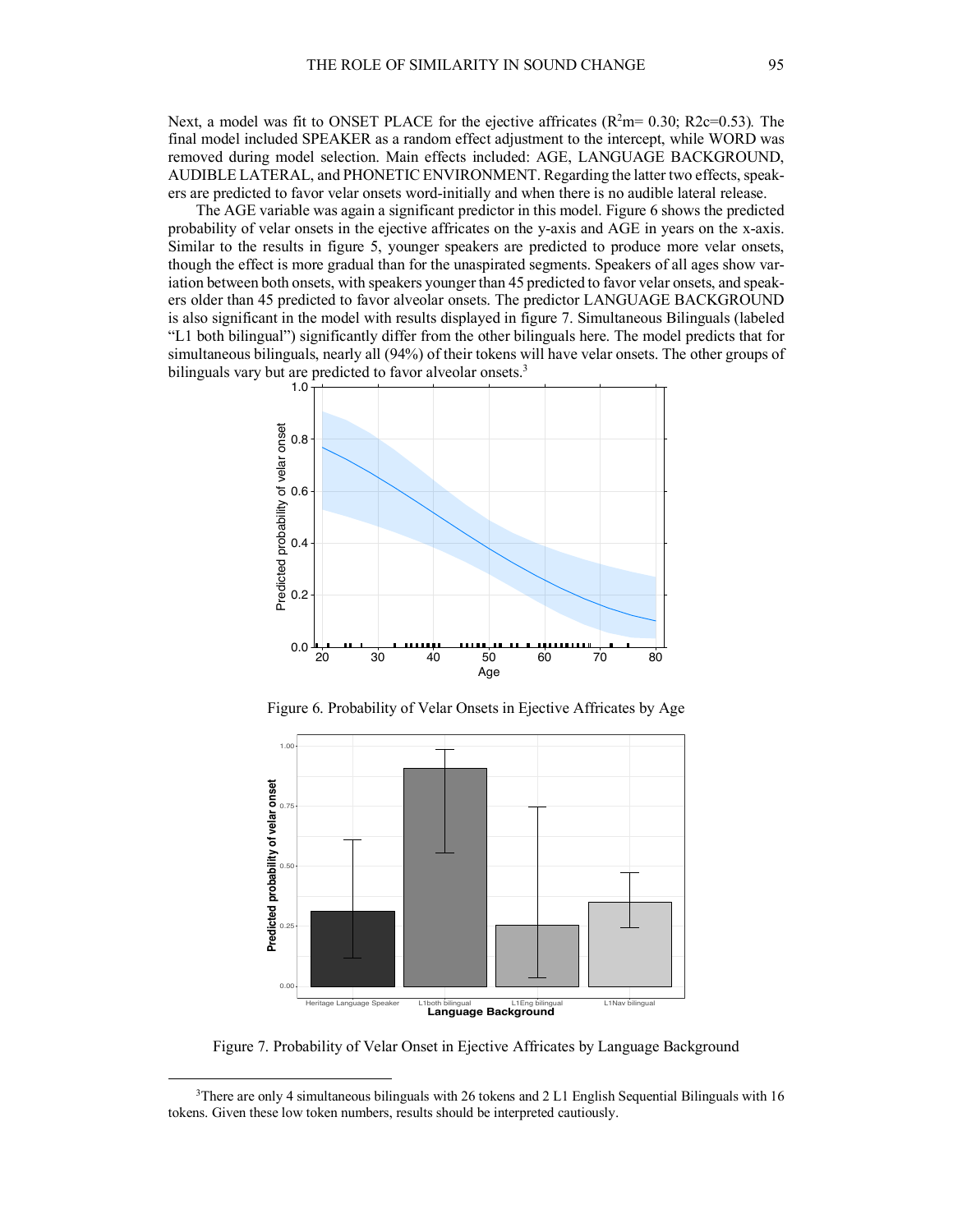Next, a model was fit to ONSET PLACE for the ejective affricates ($R^2$m= 0.30; R2c=0.53). The final model included SPEAKER as a random effect adjustment to the intercept, while WORD was removed during model selection. Main effects included: AGE, LANGUAGE BACKGROUND, AUDIBLE LATERAL, and PHONETIC ENVIRONMENT. Regarding the latter two effects, speakers are predicted to favor velar onsets word-initially and when there is no audible lateral release.

The AGE variable was again a significant predictor in this model. Figure 6 shows the predicted probability of velar onsets in the ejective affricates on the y-axis and AGE in years on the x-axis. Similar to the results in figure 5, younger speakers are predicted to produce more velar onsets, though the effect is more gradual than for the unaspirated segments. Speakers of all ages show variation between both onsets, with speakers younger than 45 predicted to favor velar onsets, and speakers older than 45 predicted to favor alveolar onsets. The predictor LANGUAGE BACKGROUND is also significant in the model with results displayed in figure 7. Simultaneous Bilinguals (labeled "L1 both bilingual") significantly differ from the other bilinguals here. The model predicts that for simultaneous bilinguals, nearly all (94%) of their tokens will have velar onsets. The other groups of bilinguals vary but are predicted to favor alveolar onsets.[3]

Figure 6. Probability of Velar Onsets in Ejective Affricates by Age

Figure 7. Probability of Velar Onset in Ejective Affricates by Language Background

[3]There are only 4 simultaneous bilinguals with 26 tokens and 2 L1 English Sequential Bilinguals with 16 tokens. Given these low token numbers, results should be interpreted cautiously.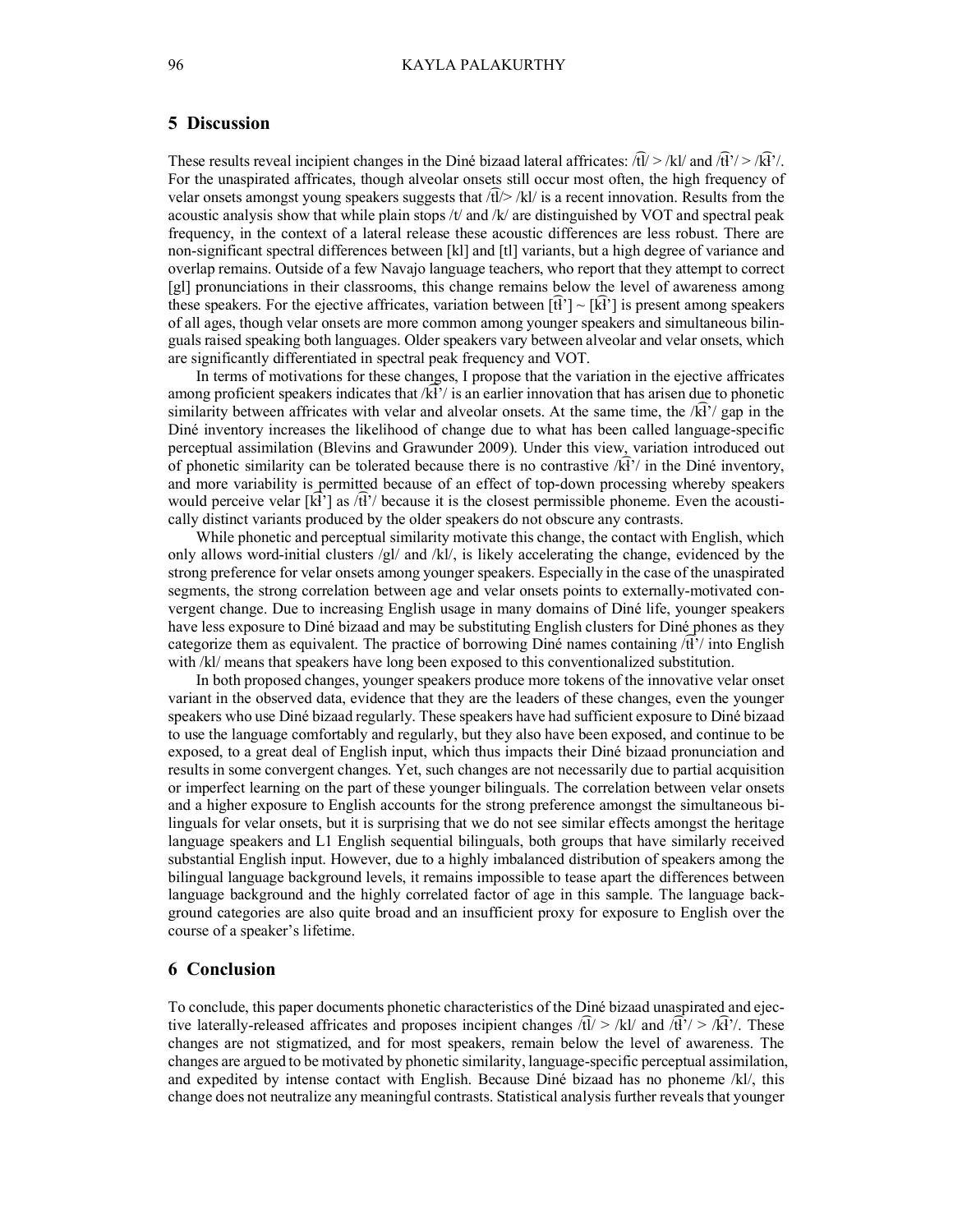## 5 Discussion

These results reveal incipient changes in the Diné bizaad lateral affricates: /t͡ɬ/ > /kl/ and /t͡ɬ'/ > /k͡ɬ'/. For the unaspirated affricates, though alveolar onsets still occur most often, the high frequency of velar onsets amongst young speakers suggests that /t͡ɬ/> /kl/ is a recent innovation. Results from the acoustic analysis show that while plain stops /t/ and /k/ are distinguished by VOT and spectral peak frequency, in the context of a lateral release these acoustic differences are less robust. There are non-significant spectral differences between [kl] and [tl] variants, but a high degree of variance and overlap remains. Outside of a few Navajo language teachers, who report that they attempt to correct [gl] pronunciations in their classrooms, this change remains below the level of awareness among these speakers. For the ejective affricates, variation between [t͡ɬ'] ~ [k͡ɬ'] is present among speakers of all ages, though velar onsets are more common among younger speakers and simultaneous bilinguals raised speaking both languages. Older speakers vary between alveolar and velar onsets, which are significantly differentiated in spectral peak frequency and VOT.

In terms of motivations for these changes, I propose that the variation in the ejective affricates among proficient speakers indicates that /k͡ɬ'/ is an earlier innovation that has arisen due to phonetic similarity between affricates with velar and alveolar onsets. At the same time, the /k͡ɬ'/ gap in the Diné inventory increases the likelihood of change due to what has been called language-specific perceptual assimilation (Blevins and Grawunder 2009). Under this view, variation introduced out of phonetic similarity can be tolerated because there is no contrastive /k͡ɬ'/ in the Diné inventory, and more variability is permitted because of an effect of top-down processing whereby speakers would perceive velar [k͡ɬ'] as /t͡ɬ'/ because it is the closest permissible phoneme. Even the acoustically distinct variants produced by the older speakers do not obscure any contrasts.

While phonetic and perceptual similarity motivate this change, the contact with English, which only allows word-initial clusters /gl/ and /kl/, is likely accelerating the change, evidenced by the strong preference for velar onsets among younger speakers. Especially in the case of the unaspirated segments, the strong correlation between age and velar onsets points to externally-motivated convergent change. Due to increasing English usage in many domains of Diné life, younger speakers have less exposure to Diné bizaad and may be substituting English clusters for Diné phones as they categorize them as equivalent. The practice of borrowing Diné names containing /t͡ɬ'/ into English with /kl/ means that speakers have long been exposed to this conventionalized substitution.

In both proposed changes, younger speakers produce more tokens of the innovative velar onset variant in the observed data, evidence that they are the leaders of these changes, even the younger speakers who use Diné bizaad regularly. These speakers have had sufficient exposure to Diné bizaad to use the language comfortably and regularly, but they also have been exposed, and continue to be exposed, to a great deal of English input, which thus impacts their Diné bizaad pronunciation and results in some convergent changes. Yet, such changes are not necessarily due to partial acquisition or imperfect learning on the part of these younger bilinguals. The correlation between velar onsets and a higher exposure to English accounts for the strong preference amongst the simultaneous bilinguals for velar onsets, but it is surprising that we do not see similar effects amongst the heritage language speakers and L1 English sequential bilinguals, both groups that have similarly received substantial English input. However, due to a highly imbalanced distribution of speakers among the bilingual language background levels, it remains impossible to tease apart the differences between language background and the highly correlated factor of age in this sample. The language background categories are also quite broad and an insufficient proxy for exposure to English over the course of a speaker's lifetime.

## 6 Conclusion

To conclude, this paper documents phonetic characteristics of the Diné bizaad unaspirated and ejective laterally-released affricates and proposes incipient changes /t͡ɬ/ > /kl/ and /t͡ɬ'/ > /k͡ɬ'/. These changes are not stigmatized, and for most speakers, remain below the level of awareness. The changes are argued to be motivated by phonetic similarity, language-specific perceptual assimilation, and expedited by intense contact with English. Because Diné bizaad has no phoneme /kl/, this change does not neutralize any meaningful contrasts. Statistical analysis further reveals that younger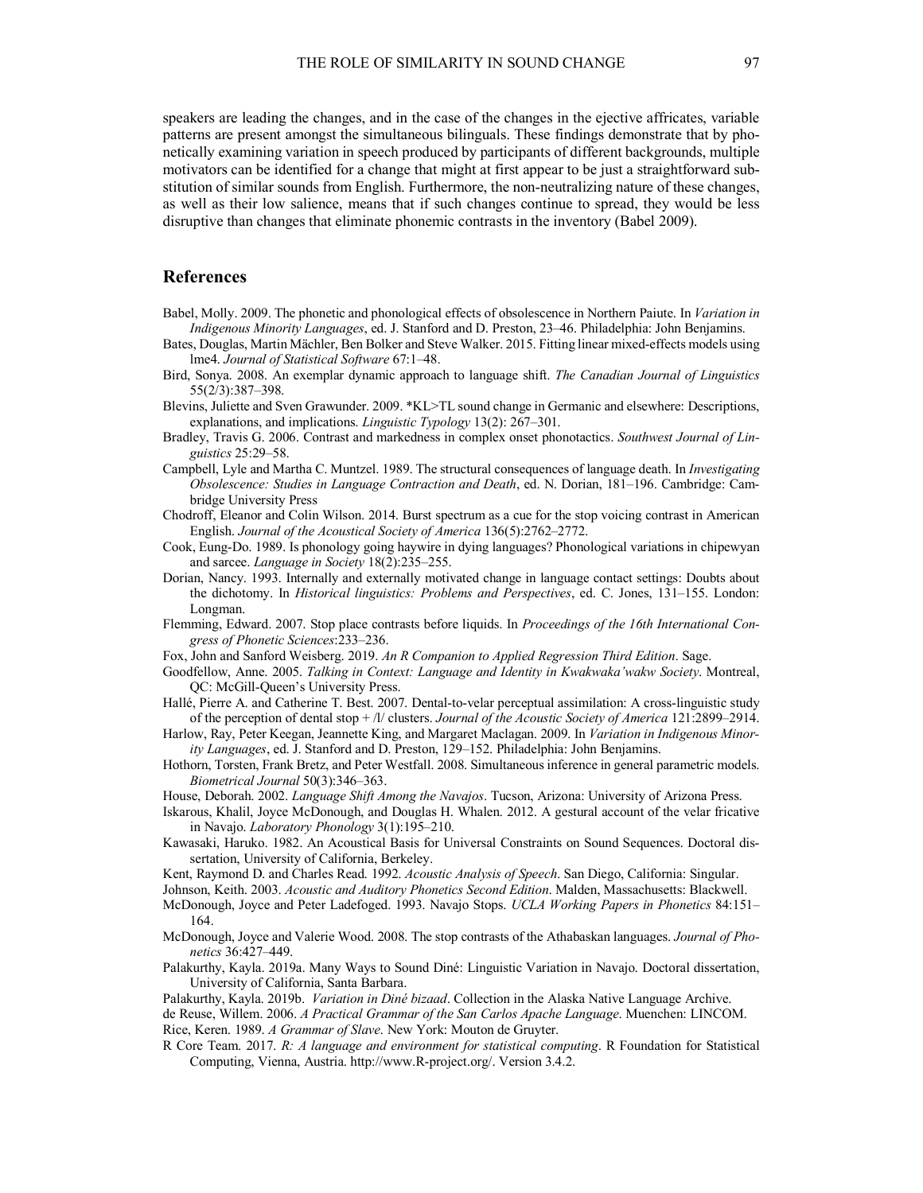speakers are leading the changes, and in the case of the changes in the ejective affricates, variable patterns are present amongst the simultaneous bilinguals. These findings demonstrate that by phonetically examining variation in speech produced by participants of different backgrounds, multiple motivators can be identified for a change that might at first appear to be just a straightforward substitution of similar sounds from English. Furthermore, the non-neutralizing nature of these changes, as well as their low salience, means that if such changes continue to spread, they would be less disruptive than changes that eliminate phonemic contrasts in the inventory (Babel 2009).

## References

Babel, Molly. 2009. The phonetic and phonological effects of obsolescence in Northern Paiute. In *Variation in Indigenous Minority Languages*, ed. J. Stanford and D. Preston, 23–46. Philadelphia: John Benjamins.

Bates, Douglas, Martin Mächler, Ben Bolker and Steve Walker. 2015. Fitting linear mixed-effects models using lme4. *Journal of Statistical Software* 67:1–48.

Bird, Sonya. 2008. An exemplar dynamic approach to language shift. *The Canadian Journal of Linguistics* 55(2/3):387–398.

Blevins, Juliette and Sven Grawunder. 2009. *KL>TL sound change in Germanic and elsewhere: Descriptions, explanations, and implications. *Linguistic Typology* 13(2): 267–301.

Bradley, Travis G. 2006. Contrast and markedness in complex onset phonotactics. *Southwest Journal of Linguistics* 25:29–58.

Campbell, Lyle and Martha C. Muntzel. 1989. The structural consequences of language death. In *Investigating Obsolescence: Studies in Language Contraction and Death*, ed. N. Dorian, 181–196. Cambridge: Cambridge University Press

Chodroff, Eleanor and Colin Wilson. 2014. Burst spectrum as a cue for the stop voicing contrast in American English. *Journal of the Acoustical Society of America* 136(5):2762–2772.

Cook, Eung-Do. 1989. Is phonology going haywire in dying languages? Phonological variations in chipewyan and sarcee. *Language in Society* 18(2):235–255.

Dorian, Nancy. 1993. Internally and externally motivated change in language contact settings: Doubts about the dichotomy. In *Historical linguistics: Problems and Perspectives*, ed. C. Jones, 131–155. London: Longman.

Flemming, Edward. 2007. Stop place contrasts before liquids. In *Proceedings of the 16th International Congress of Phonetic Sciences*:233–236.

Fox, John and Sanford Weisberg. 2019. *An R Companion to Applied Regression Third Edition*. Sage.

Goodfellow, Anne. 2005. *Talking in Context: Language and Identity in Kwakwaka'wakw Society*. Montreal, QC: McGill-Queen's University Press.

Hallé, Pierre A. and Catherine T. Best. 2007. Dental-to-velar perceptual assimilation: A cross-linguistic study of the perception of dental stop + /l/ clusters. *Journal of the Acoustic Society of America* 121:2899–2914.

Harlow, Ray, Peter Keegan, Jeannette King, and Margaret Maclagan. 2009. In *Variation in Indigenous Minority Languages*, ed. J. Stanford and D. Preston, 129–152. Philadelphia: John Benjamins.

Hothorn, Torsten, Frank Bretz, and Peter Westfall. 2008. Simultaneous inference in general parametric models. *Biometrical Journal* 50(3):346–363.

House, Deborah. 2002. *Language Shift Among the Navajos*. Tucson, Arizona: University of Arizona Press.

Iskarous, Khalil, Joyce McDonough, and Douglas H. Whalen. 2012. A gestural account of the velar fricative in Navajo. *Laboratory Phonology* 3(1):195–210.

Kawasaki, Haruko. 1982. An Acoustical Basis for Universal Constraints on Sound Sequences. Doctoral dissertation, University of California, Berkeley.

Kent, Raymond D. and Charles Read. 1992. *Acoustic Analysis of Speech*. San Diego, California: Singular.

Johnson, Keith. 2003. *Acoustic and Auditory Phonetics Second Edition*. Malden, Massachusetts: Blackwell.

McDonough, Joyce and Peter Ladefoged. 1993. Navajo Stops. *UCLA Working Papers in Phonetics* 84:151–164.

McDonough, Joyce and Valerie Wood. 2008. The stop contrasts of the Athabaskan languages. *Journal of Phonetics* 36:427–449.

Palakurthy, Kayla. 2019a. Many Ways to Sound Diné: Linguistic Variation in Navajo. Doctoral dissertation, University of California, Santa Barbara.

Palakurthy, Kayla. 2019b. *Variation in Diné bizaad*. Collection in the Alaska Native Language Archive.

de Reuse, Willem. 2006. *A Practical Grammar of the San Carlos Apache Language*. Muenchen: LINCOM.

Rice, Keren. 1989. *A Grammar of Slave*. New York: Mouton de Gruyter.

R Core Team. 2017. *R: A language and environment for statistical computing*. R Foundation for Statistical Computing, Vienna, Austria. http://www.R-project.org/. Version 3.4.2.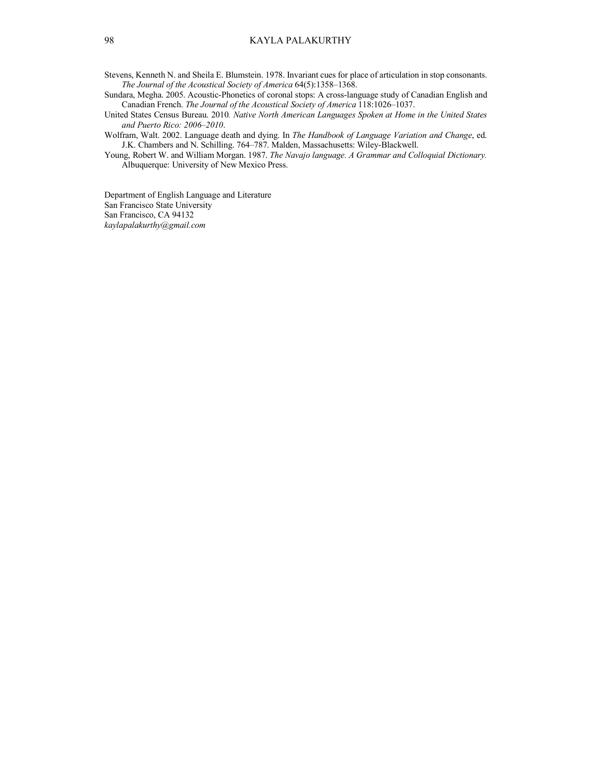Stevens, Kenneth N. and Sheila E. Blumstein. 1978. Invariant cues for place of articulation in stop consonants. *The Journal of the Acoustical Society of America* 64(5):1358–1368.

Sundara, Megha. 2005. Acoustic-Phonetics of coronal stops: A cross-language study of Canadian English and Canadian French. *The Journal of the Acoustical Society of America* 118:1026–1037.

United States Census Bureau. 2010. *Native North American Languages Spoken at Home in the United States and Puerto Rico: 2006–2010*.

Wolfram, Walt. 2002. Language death and dying. In *The Handbook of Language Variation and Change*, ed. J.K. Chambers and N. Schilling. 764–787. Malden, Massachusetts: Wiley-Blackwell.

Young, Robert W. and William Morgan. 1987. *The Navajo language. A Grammar and Colloquial Dictionary.* Albuquerque: University of New Mexico Press.

Department of English Language and Literature
San Francisco State University
San Francisco, CA 94132
*kaylapalakurthy@gmail.com*